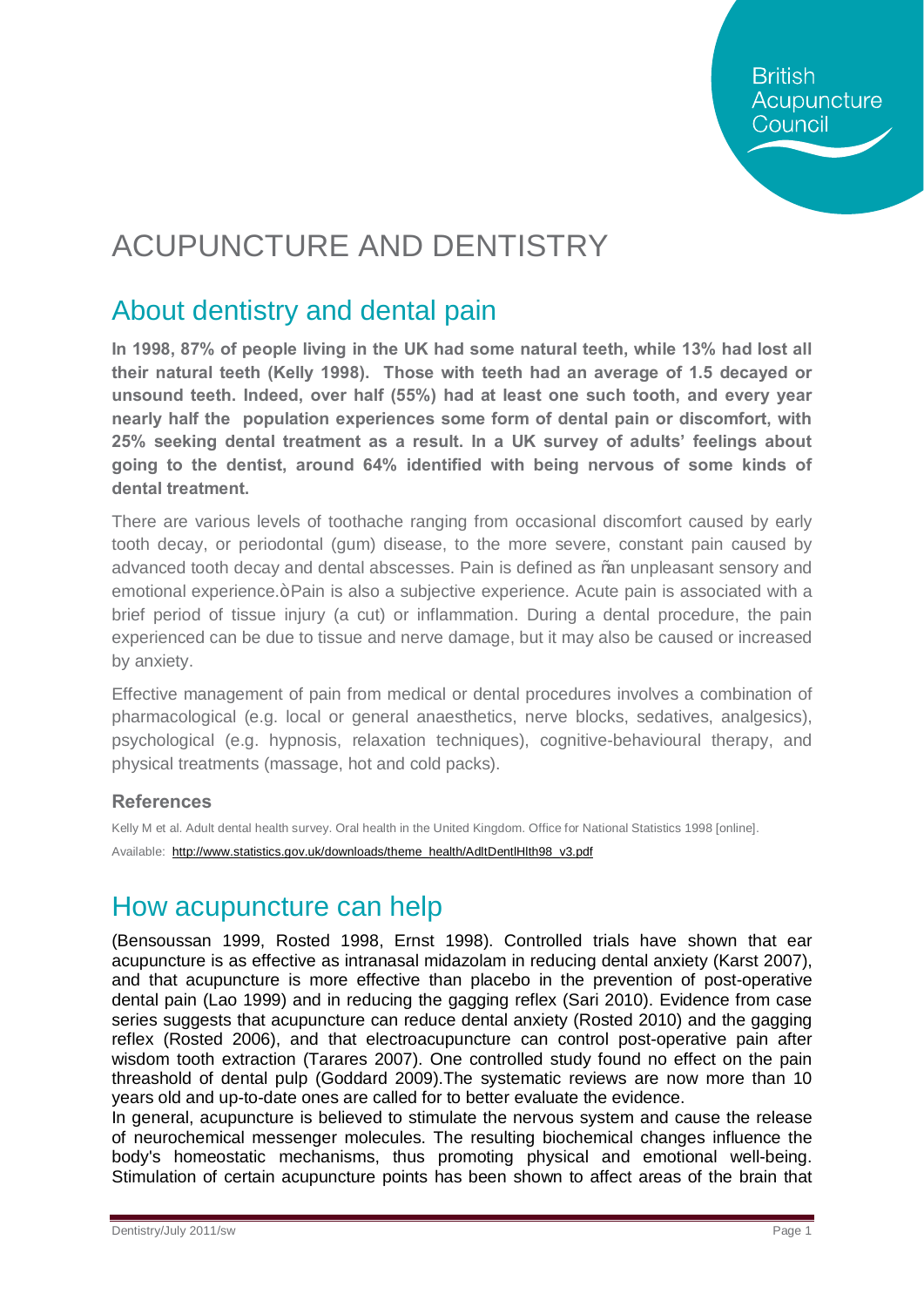# ACUPUNCTURE AND DENTISTRY

## About dentistry and dental pain

**In 1998, 87% of people living in the UK had some natural teeth, while 13% had lost all their natural teeth (Kelly 1998). Those with teeth had an average of 1.5 decayed or unsound teeth. Indeed, over half (55%) had at least one such tooth, and every year nearly half the population experiences some form of dental pain or discomfort, with 25% seeking dental treatment as a result. In a UK survey of adults' feelings about going to the dentist, around 64% identified with being nervous of some kinds of dental treatment.**

There are various levels of toothache ranging from occasional discomfort caused by early tooth decay, or periodontal (gum) disease, to the more severe, constant pain caused by advanced tooth decay and dental abscesses. Pain is defined as "an unpleasant sensory and emotional experience." Pain is also a subjective experience. Acute pain is associated with a brief period of tissue injury (a cut) or inflammation. During a dental procedure, the pain experienced can be due to tissue and nerve damage, but it may also be caused or increased by anxiety.

Effective management of pain from medical or dental procedures involves a combination of pharmacological (e.g. local or general anaesthetics, nerve blocks, sedatives, analgesics), psychological (e.g. hypnosis, relaxation techniques), cognitive-behavioural therapy, and physical treatments (massage, hot and cold packs).

### References

Kelly M et al. Adult dental health survey. Oral health in the United Kingdom. Office for National Statistics 1998 [online].

Available: http://www.statistics.gov.uk/downloads/theme_health/AdltDentlHlth98_v3.pdf

## How acupuncture can help

(Bensoussan 1999, Rosted 1998, Ernst 1998). Controlled trials have shown that ear acupuncture is as effective as intranasal midazolam in reducing dental anxiety (Karst 2007), and that acupuncture is more effective than placebo in the prevention of post-operative dental pain (Lao 1999) and in reducing the gagging reflex (Sari 2010). Evidence from case series suggests that acupuncture can reduce dental anxiety (Rosted 2010) and the gagging reflex (Rosted 2006), and that electroacupuncture can control post-operative pain after wisdom tooth extraction (Tarares 2007). One controlled study found no effect on the pain threashold of dental pulp (Goddard 2009).The systematic reviews are now more than 10 years old and up-to-date ones are called for to better evaluate the evidence.

In general, acupuncture is believed to stimulate the nervous system and cause the release of neurochemical messenger molecules. The resulting biochemical changes influence the body's homeostatic mechanisms, thus promoting physical and emotional well-being. Stimulation of certain acupuncture points has been shown to affect areas of the brain that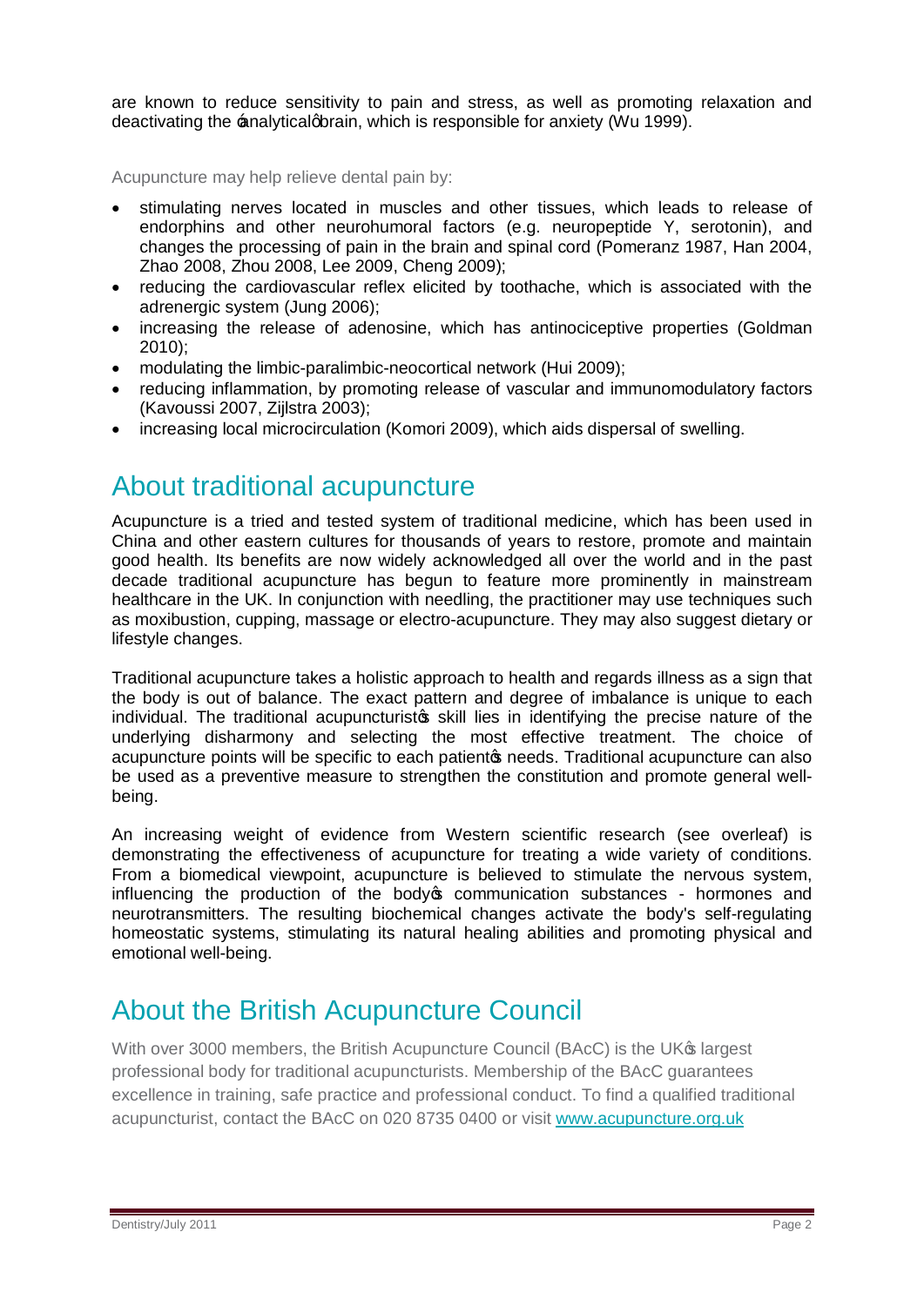are known to reduce sensitivity to pain and stress, as well as promoting relaxation and deactivating the 'analytical' brain, which is responsible for anxiety (Wu 1999).

Acupuncture may help relieve dental pain by:

- stimulating nerves located in muscles and other tissues, which leads to release of endorphins and other neurohumoral factors (e.g. neuropeptide Y, serotonin), and changes the processing of pain in the brain and spinal cord (Pomeranz 1987, Han 2004, Zhao 2008, Zhou 2008, Lee 2009, Cheng 2009);
- reducing the cardiovascular reflex elicited by toothache, which is associated with the adrenergic system (Jung 2006);
- increasing the release of adenosine, which has antinociceptive properties (Goldman 2010);
- modulating the limbic-paralimbic-neocortical network (Hui 2009);
- reducing inflammation, by promoting release of vascular and immunomodulatory factors (Kavoussi 2007, Zijlstra 2003);
- increasing local microcirculation (Komori 2009), which aids dispersal of swelling.

## About traditional acupuncture

Acupuncture is a tried and tested system of traditional medicine, which has been used in China and other eastern cultures for thousands of years to restore, promote and maintain good health. Its benefits are now widely acknowledged all over the world and in the past decade traditional acupuncture has begun to feature more prominently in mainstream healthcare in the UK. In conjunction with needling, the practitioner may use techniques such as moxibustion, cupping, massage or electro-acupuncture. They may also suggest dietary or lifestyle changes.

Traditional acupuncture takes a holistic approach to health and regards illness as a sign that the body is out of balance. The exact pattern and degree of imbalance is unique to each individual. The traditional acupuncturist's skill lies in identifying the precise nature of the underlying disharmony and selecting the most effective treatment. The choice of acupuncture points will be specific to each patient's needs. Traditional acupuncture can also be used as a preventive measure to strengthen the constitution and promote general well-being.

An increasing weight of evidence from Western scientific research (see overleaf) is demonstrating the effectiveness of acupuncture for treating a wide variety of conditions. From a biomedical viewpoint, acupuncture is believed to stimulate the nervous system, influencing the production of the body's communication substances - hormones and neurotransmitters. The resulting biochemical changes activate the body's self-regulating homeostatic systems, stimulating its natural healing abilities and promoting physical and emotional well-being.

## About the British Acupuncture Council

With over 3000 members, the British Acupuncture Council (BAcC) is the UK's largest professional body for traditional acupuncturists. Membership of the BAcC guarantees excellence in training, safe practice and professional conduct. To find a qualified traditional acupuncturist, contact the BAcC on 020 8735 0400 or visit www.acupuncture.org.uk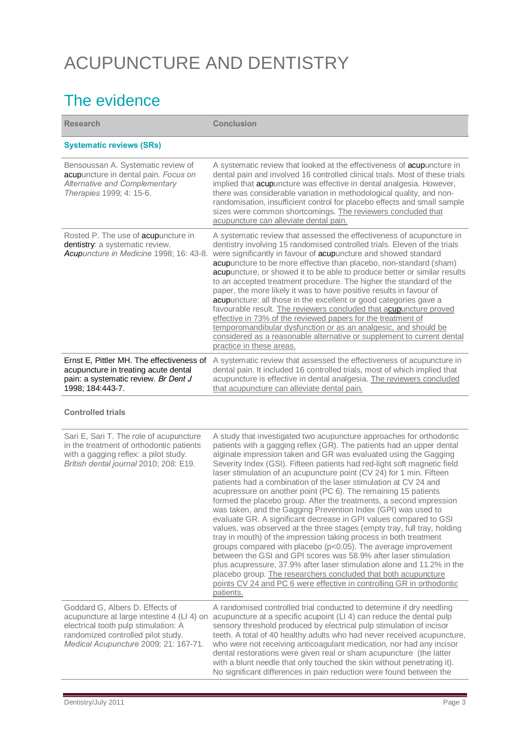# ACUPUNCTURE AND DENTISTRY

## The evidence

| Research | Conclusion |
|---|---|
| **Systematic reviews (SRs)** | |
| Bensoussan A. Systematic review of acupuncture in dental pain. *Focus on Alternative and Complementary Therapies* 1999; 4: 15-6. | A systematic review that looked at the effectiveness of acupuncture in dental pain and involved 16 controlled clinical trials. Most of these trials implied that acupuncture was effective in dental analgesia. However, there was considerable variation in methodological quality, and non-randomisation, insufficient control for placebo effects and small sample sizes were common shortcomings. The reviewers concluded that acupuncture can alleviate dental pain. |
| Rosted P. The use of acupuncture in dentistry: a systematic review. *Acupuncture in Medicine* 1998; 16: 43-8. | A systematic review that assessed the effectiveness of acupuncture in dentistry involving 15 randomised controlled trials. Eleven of the trials were significantly in favour of acupuncture and showed standard acupuncture to be more effective than placebo, non-standard (sham) acupuncture, or showed it to be able to produce better or similar results to an accepted treatment procedure. The higher the standard of the paper, the more likely it was to have positive results in favour of acupuncture: all those in the excellent or good categories gave a favourable result. The reviewers concluded that acupuncture proved effective in 73% of the reviewed papers for the treatment of temporomandibular dysfunction or as an analgesic, and should be considered as a reasonable alternative or supplement to current dental practice in these areas. |
| Ernst E, Pittler MH. The effectiveness of acupuncture in treating acute dental pain: a systematic review. *Br Dent J* 1998; 184:443-7. | A systematic review that assessed the effectiveness of acupuncture in dental pain. It included 16 controlled trials, most of which implied that acupuncture is effective in dental analgesia. The reviewers concluded that acupuncture can alleviate dental pain. |
| **Controlled trials** | |
| Sari E, Sari T. The role of acupuncture in the treatment of orthodontic patients with a gagging reflex: a pilot study. *British dental journal* 2010; 208: E19. | A study that investigated two acupuncture approaches for orthodontic patients with a gagging reflex (GR). The patients had an upper dental alginate impression taken and GR was evaluated using the Gagging Severity Index (GSI). Fifteen patients had red-light soft magnetic field laser stimulation of an acupuncture point (CV 24) for 1 min. Fifteen patients had a combination of the laser stimulation at CV 24 and acupressure on another point (PC 6). The remaining 15 patients formed the placebo group. After the treatments, a second impression was taken, and the Gagging Prevention Index (GPI) was used to evaluate GR. A significant decrease in GPI values compared to GSI values, was observed at the three stages (empty tray, full tray, holding tray in mouth) of the impression taking process in both treatment groups compared with placebo ($p<0.05$). The average improvement between the GSI and GPI scores was 58.9% after laser stimulation plus acupressure, 37.9% after laser stimulation alone and 11.2% in the placebo group. The researchers concluded that both acupuncture points CV 24 and PC 6 were effective in controlling GR in orthodontic patients. |
| Goddard G, Albers D. Effects of acupuncture at large intestine 4 (LI 4) on electrical tooth pulp stimulation: A randomized controlled pilot study. *Medical Acupuncture* 2009; 21: 167-71. | A randomised controlled trial conducted to determine if dry needling acupuncture at a specific acupoint (LI 4) can reduce the dental pulp sensory threshold produced by electrical pulp stimulation of incisor teeth. A total of 40 healthy adults who had never received acupuncture, who were not receiving anticoagulant medication, nor had any incisor dental restorations were given real or sham acupuncture (the latter with a blunt needle that only touched the skin without penetrating it). No significant differences in pain reduction were found between the |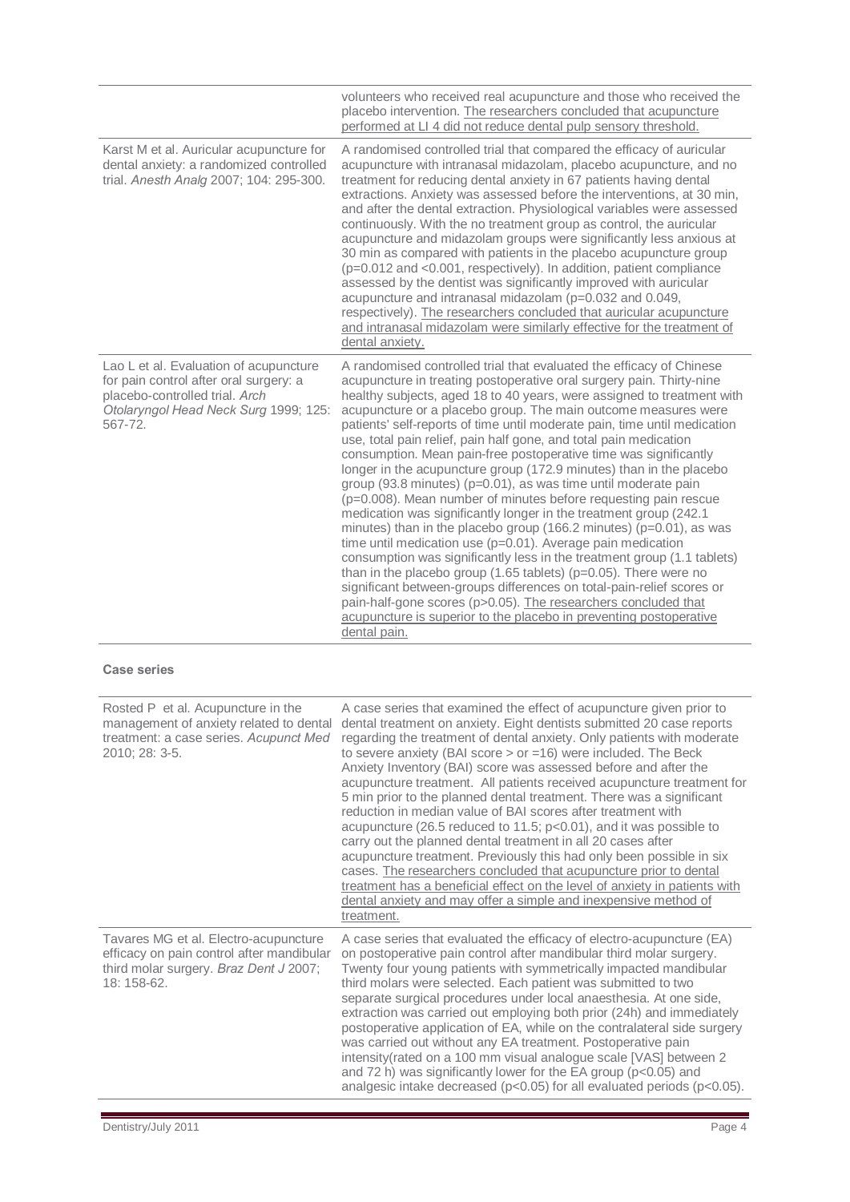| | |
|---|---|
| | volunteers who received real acupuncture and those who received the placebo intervention. <u>The researchers concluded that acupuncture performed at LI 4 did not reduce dental pulp sensory threshold.</u> |
| Karst M et al. Auricular acupuncture for dental anxiety: a randomized controlled trial. *Anesth Analg* 2007; 104: 295-300. | A randomised controlled trial that compared the efficacy of auricular acupuncture with intranasal midazolam, placebo acupuncture, and no treatment for reducing dental anxiety in 67 patients having dental extractions. Anxiety was assessed before the interventions, at 30 min, and after the dental extraction. Physiological variables were assessed continuously. With the no treatment group as control, the auricular acupuncture and midazolam groups were significantly less anxious at 30 min as compared with patients in the placebo acupuncture group ($p=0.012$ and $<0.001$, respectively). In addition, patient compliance assessed by the dentist was significantly improved with auricular acupuncture and intranasal midazolam ($p=0.032$ and $0.049$, respectively). <u>The researchers concluded that auricular acupuncture and intranasal midazolam were similarly effective for the treatment of dental anxiety.</u> |
| Lao L et al. Evaluation of acupuncture for pain control after oral surgery: a placebo-controlled trial. *Arch Otolaryngol Head Neck Surg* 1999; 125: 567-72. | A randomised controlled trial that evaluated the efficacy of Chinese acupuncture in treating postoperative oral surgery pain. Thirty-nine healthy subjects, aged 18 to 40 years, were assigned to treatment with acupuncture or a placebo group. The main outcome measures were patients' self-reports of time until moderate pain, time until medication use, total pain relief, pain half gone, and total pain medication consumption. Mean pain-free postoperative time was significantly longer in the acupuncture group (172.9 minutes) than in the placebo group (93.8 minutes) ($p=0.01$), as was time until moderate pain ($p=0.008$). Mean number of minutes before requesting pain rescue medication was significantly longer in the treatment group (242.1 minutes) than in the placebo group (166.2 minutes) ($p=0.01$), as was time until medication use ($p=0.01$). Average pain medication consumption was significantly less in the treatment group (1.1 tablets) than in the placebo group (1.65 tablets) ($p=0.05$). There were no significant between-groups differences on total-pain-relief scores or pain-half-gone scores ($p>0.05$). <u>The researchers concluded that acupuncture is superior to the placebo in preventing postoperative dental pain.</u> |

**Case series**

| | |
|---|---|
| Rosted P et al. Acupuncture in the management of anxiety related to dental treatment: a case series. *Acupunct Med* 2010; 28: 3-5. | A case series that examined the effect of acupuncture given prior to dental treatment on anxiety. Eight dentists submitted 20 case reports regarding the treatment of dental anxiety. Only patients with moderate to severe anxiety (BAI score > or =16) were included. The Beck Anxiety Inventory (BAI) score was assessed before and after the acupuncture treatment. All patients received acupuncture treatment for 5 min prior to the planned dental treatment. There was a significant reduction in median value of BAI scores after treatment with acupuncture (26.5 reduced to 11.5; $p<0.01$), and it was possible to carry out the planned dental treatment in all 20 cases after acupuncture treatment. Previously this had only been possible in six cases. <u>The researchers concluded that acupuncture prior to dental treatment has a beneficial effect on the level of anxiety in patients with dental anxiety and may offer a simple and inexpensive method of treatment.</u> |
| Tavares MG et al. Electro-acupuncture efficacy on pain control after mandibular third molar surgery. *Braz Dent J* 2007; 18: 158-62. | A case series that evaluated the efficacy of electro-acupuncture (EA) on postoperative pain control after mandibular third molar surgery. Twenty four young patients with symmetrically impacted mandibular third molars were selected. Each patient was submitted to two separate surgical procedures under local anaesthesia. At one side, extraction was carried out employing both prior (24h) and immediately postoperative application of EA, while on the contralateral side surgery was carried out without any EA treatment. Postoperative pain intensity(rated on a 100 mm visual analogue scale [VAS] between 2 and 72 h) was significantly lower for the EA group ($p<0.05$) and analgesic intake decreased ($p<0.05$) for all evaluated periods ($p<0.05$). |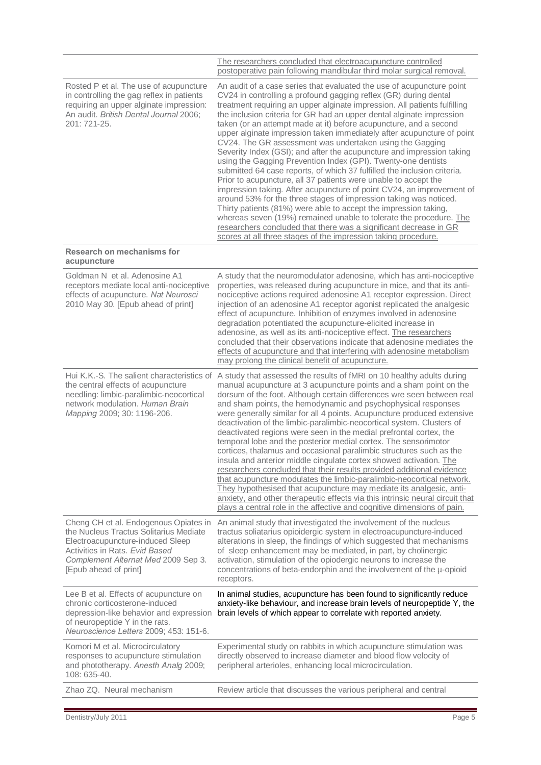| | |
|---|---|
| | The researchers concluded that electroacupuncture controlled postoperative pain following mandibular third molar surgical removal. |
| Rosted P et al. The use of acupuncture in controlling the gag reflex in patients requiring an upper alginate impression: An audit. *British Dental Journal* 2006; 201: 721-25. | An audit of a case series that evaluated the use of acupuncture point CV24 in controlling a profound gagging reflex (GR) during dental treatment requiring an upper alginate impression. All patients fulfilling the inclusion criteria for GR had an upper dental alginate impression taken (or an attempt made at it) before acupuncture, and a second upper alginate impression taken immediately after acupuncture of point CV24. The GR assessment was undertaken using the Gagging Severity Index (GSI); and after the acupuncture and impression taking using the Gagging Prevention Index (GPI). Twenty-one dentists submitted 64 case reports, of which 37 fulfilled the inclusion criteria. Prior to acupuncture, all 37 patients were unable to accept the impression taking. After acupuncture of point CV24, an improvement of around 53% for the three stages of impression taking was noticed. Thirty patients (81%) were able to accept the impression taking, whereas seven (19%) remained unable to tolerate the procedure. The researchers concluded that there was a significant decrease in GR scores at all three stages of the impression taking procedure. |
| **Research on mechanisms for acupuncture** | |
| Goldman N et al. Adenosine A1 receptors mediate local anti-nociceptive effects of acupuncture. *Nat Neurosci* 2010 May 30. [Epub ahead of print] | A study that the neuromodulator adenosine, which has anti-nociceptive properties, was released during acupuncture in mice, and that its anti-nociceptive actions required adenosine A1 receptor expression. Direct injection of an adenosine A1 receptor agonist replicated the analgesic effect of acupuncture. Inhibition of enzymes involved in adenosine degradation potentiated the acupuncture-elicited increase in adenosine, as well as its anti-nociceptive effect. The researchers concluded that their observations indicate that adenosine mediates the effects of acupuncture and that interfering with adenosine metabolism may prolong the clinical benefit of acupuncture. |
| Hui K.K.-S. The salient characteristics of the central effects of acupuncture needling: limbic-paralimbic-neocortical network modulation. *Human Brain Mapping* 2009; 30: 1196-206. | A study that assessed the results of fMRI on 10 healthy adults during manual acupuncture at 3 acupuncture points and a sham point on the dorsum of the foot. Although certain differences wre seen between real and sham points, the hemodynamic and psychophysical responses were generally similar for all 4 points. Acupuncture produced extensive deactivation of the limbic-paralimbic-neocortical system. Clusters of deactivated regions were seen in the medial prefrontal cortex, the temporal lobe and the posterior medial cortex. The sensorimotor cortices, thalamus and occasional paralimbic structures such as the insula and anterior middle cingulate cortex showed activation. The researchers concluded that their results provided additional evidence that acupuncture modulates the limbic-paralimbic-neocortical network. They hypothesised that acupuncture may mediate its analgesic, anti-anxiety, and other therapeutic effects via this intrinsic neural circuit that plays a central role in the affective and cognitive dimensions of pain. |
| Cheng CH et al. Endogenous Opiates in the Nucleus Tractus Solitarius Mediate Electroacupuncture-induced Sleep Activities in Rats. *Evid Based Complement Alternat Med* 2009 Sep 3. [Epub ahead of print] | An animal study that investigated the involvement of the nucleus tractus soliatarius opioidergic system in electroacupuncture-induced alterations in sleep, the findings of which suggested that mechanisms of sleep enhancement may be mediated, in part, by cholinergic activation, stimulation of the opiodergic neurons to increase the concentrations of beta-endorphin and the involvement of the µ-opioid receptors. |
| Lee B et al. Effects of acupuncture on chronic corticosterone-induced depression-like behavior and expression of neuropeptide Y in the rats. *Neuroscience Letters* 2009; 453: 151-6. | In animal studies, acupuncture has been found to significantly reduce anxiety-like behaviour, and increase brain levels of neuropeptide Y, the brain levels of which appear to correlate with reported anxiety. |
| Komori M et al. Microcirculatory responses to acupuncture stimulation and phototherapy. *Anesth Analg* 2009; 108: 635-40. | Experimental study on rabbits in which acupuncture stimulation was directly observed to increase diameter and blood flow velocity of peripheral arterioles, enhancing local microcirculation. |
| Zhao ZQ. Neural mechanism | Review article that discusses the various peripheral and central |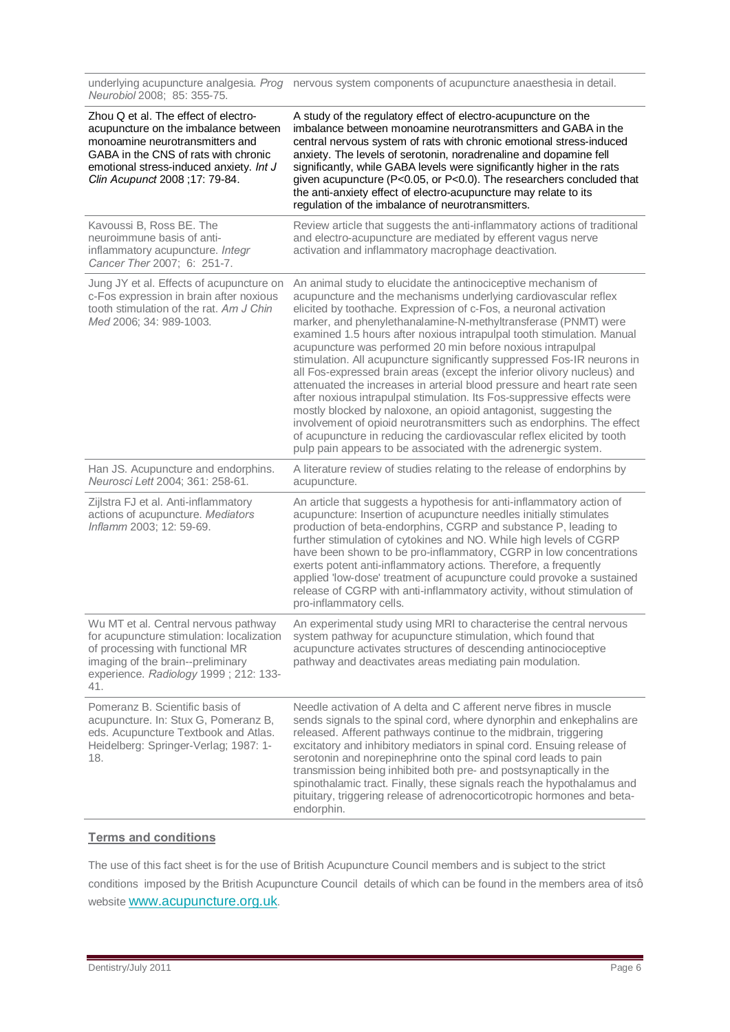| | |
|---|---|
| underlying acupuncture analgesia. *Prog Neurobiol* 2008; 85: 355-75. | nervous system components of acupuncture anaesthesia in detail. |
| Zhou Q et al. The effect of electro-acupuncture on the imbalance between monoamine neurotransmitters and GABA in the CNS of rats with chronic emotional stress-induced anxiety. *Int J Clin Acupunct* 2008 ;17: 79-84. | A study of the regulatory effect of electro-acupuncture on the imbalance between monoamine neurotransmitters and GABA in the central nervous system of rats with chronic emotional stress-induced anxiety. The levels of serotonin, noradrenaline and dopamine fell significantly, while GABA levels were significantly higher in the rats given acupuncture ($P<0.05$, or $P<0.0$). The researchers concluded that the anti-anxiety effect of electro-acupuncture may relate to its regulation of the imbalance of neurotransmitters. |
| Kavoussi B, Ross BE. The neuroimmune basis of anti-inflammatory acupuncture. *Integr Cancer Ther* 2007; 6: 251-7. | Review article that suggests the anti-inflammatory actions of traditional and electro-acupuncture are mediated by efferent vagus nerve activation and inflammatory macrophage deactivation. |
| Jung JY et al. Effects of acupuncture on c-Fos expression in brain after noxious tooth stimulation of the rat. *Am J Chin Med* 2006; 34: 989-1003. | An animal study to elucidate the antinociceptive mechanism of acupuncture and the mechanisms underlying cardiovascular reflex elicited by toothache. Expression of c-Fos, a neuronal activation marker, and phenylethanalamine-N-methyltransferase (PNMT) were examined 1.5 hours after noxious intrapulpal tooth stimulation. Manual acupuncture was performed 20 min before noxious intrapulpal stimulation. All acupuncture significantly suppressed Fos-IR neurons in all Fos-expressed brain areas (except the inferior olivory nucleus) and attenuated the increases in arterial blood pressure and heart rate seen after noxious intrapulpal stimulation. Its Fos-suppressive effects were mostly blocked by naloxone, an opioid antagonist, suggesting the involvement of opioid neurotransmitters such as endorphins. The effect of acupuncture in reducing the cardiovascular reflex elicited by tooth pulp pain appears to be associated with the adrenergic system. |
| Han JS. Acupuncture and endorphins. *Neurosci Lett* 2004; 361: 258-61. | A literature review of studies relating to the release of endorphins by acupuncture. |
| Zijlstra FJ et al. Anti-inflammatory actions of acupuncture. *Mediators Inflamm* 2003; 12: 59-69. | An article that suggests a hypothesis for anti-inflammatory action of acupuncture: Insertion of acupuncture needles initially stimulates production of beta-endorphins, CGRP and substance P, leading to further stimulation of cytokines and NO. While high levels of CGRP have been shown to be pro-inflammatory, CGRP in low concentrations exerts potent anti-inflammatory actions. Therefore, a frequently applied 'low-dose' treatment of acupuncture could provoke a sustained release of CGRP with anti-inflammatory activity, without stimulation of pro-inflammatory cells. |
| Wu MT et al. Central nervous pathway for acupuncture stimulation: localization of processing with functional MR imaging of the brain--preliminary experience. *Radiology* 1999 ; 212: 133-41. | An experimental study using MRI to characterise the central nervous system pathway for acupuncture stimulation, which found that acupuncture activates structures of descending antinocioceptive pathway and deactivates areas mediating pain modulation. |
| Pomeranz B. Scientific basis of acupuncture. In: Stux G, Pomeranz B, eds. Acupuncture Textbook and Atlas. Heidelberg: Springer-Verlag; 1987: 1-18. | Needle activation of A delta and C afferent nerve fibres in muscle sends signals to the spinal cord, where dynorphin and enkephalins are released. Afferent pathways continue to the midbrain, triggering excitatory and inhibitory mediators in spinal cord. Ensuing release of serotonin and norepinephrine onto the spinal cord leads to pain transmission being inhibited both pre- and postsynaptically in the spinothalamic tract. Finally, these signals reach the hypothalamus and pituitary, triggering release of adrenocorticotropic hormones and beta-endorphin. |

## Terms and conditions

The use of this fact sheet is for the use of British Acupuncture Council members and is subject to the strict conditions imposed by the British Acupuncture Council details of which can be found in the members area of itsô website www.acupuncture.org.uk.